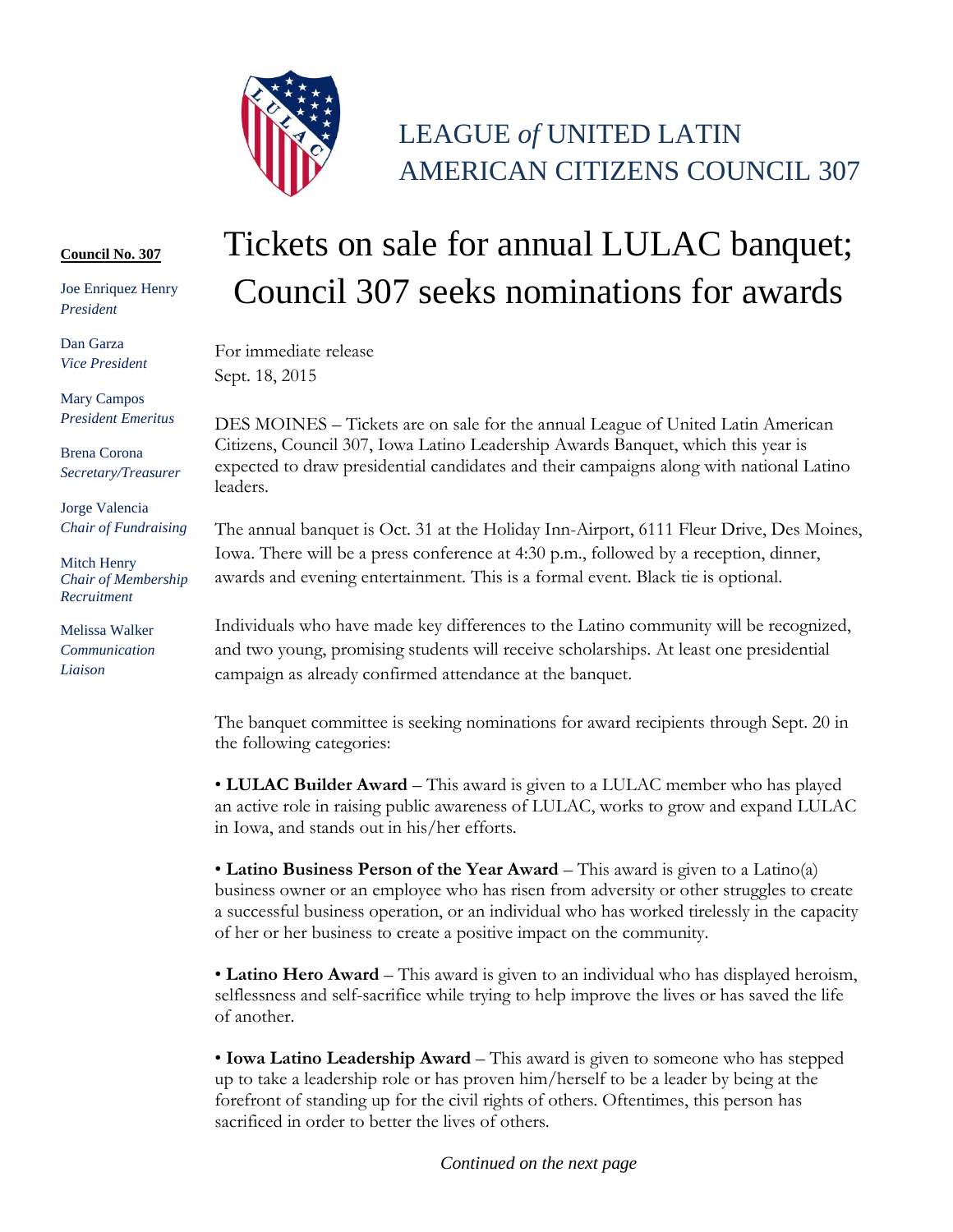# LEAGUE *of* UNITED LATIN AMERICAN CITIZENS COUNCIL 307

**Council No. 307**

Joe Enriquez Henry
*President*

Dan Garza
*Vice President*

Mary Campos
*President Emeritus*

Brena Corona
*Secretary/Treasurer*

Jorge Valencia
*Chair of Fundraising*

Mitch Henry
*Chair of Membership Recruitment*

Melissa Walker
*Communication Liaison*

## Tickets on sale for annual LULAC banquet; Council 307 seeks nominations for awards

For immediate release
Sept. 18, 2015

DES MOINES – Tickets are on sale for the annual League of United Latin American Citizens, Council 307, Iowa Latino Leadership Awards Banquet, which this year is expected to draw presidential candidates and their campaigns along with national Latino leaders.

The annual banquet is Oct. 31 at the Holiday Inn-Airport, 6111 Fleur Drive, Des Moines, Iowa. There will be a press conference at 4:30 p.m., followed by a reception, dinner, awards and evening entertainment. This is a formal event. Black tie is optional.

Individuals who have made key differences to the Latino community will be recognized, and two young, promising students will receive scholarships. At least one presidential campaign as already confirmed attendance at the banquet.

The banquet committee is seeking nominations for award recipients through Sept. 20 in the following categories:

• **LULAC Builder Award** – This award is given to a LULAC member who has played an active role in raising public awareness of LULAC, works to grow and expand LULAC in Iowa, and stands out in his/her efforts.

• **Latino Business Person of the Year Award** – This award is given to a Latino(a) business owner or an employee who has risen from adversity or other struggles to create a successful business operation, or an individual who has worked tirelessly in the capacity of her or her business to create a positive impact on the community.

• **Latino Hero Award** – This award is given to an individual who has displayed heroism, selflessness and self-sacrifice while trying to help improve the lives or has saved the life of another.

• **Iowa Latino Leadership Award** – This award is given to someone who has stepped up to take a leadership role or has proven him/herself to be a leader by being at the forefront of standing up for the civil rights of others. Oftentimes, this person has sacrificed in order to better the lives of others.

*Continued on the next page*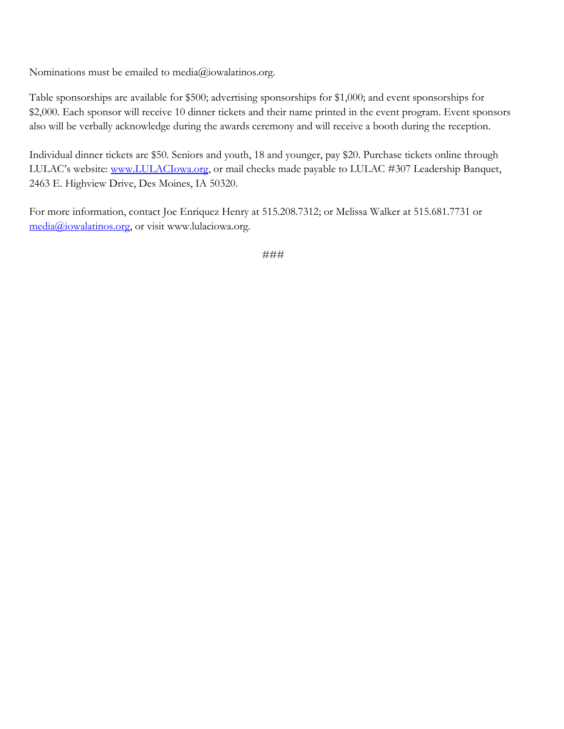Nominations must be emailed to media@iowalatinos.org.

Table sponsorships are available for $500; advertising sponsorships for $1,000; and event sponsorships for $2,000. Each sponsor will receive 10 dinner tickets and their name printed in the event program. Event sponsors also will be verbally acknowledge during the awards ceremony and will receive a booth during the reception.

Individual dinner tickets are $50. Seniors and youth, 18 and younger, pay $20. Purchase tickets online through LULAC's website: [www.LULACIowa.org,](http://www.LULACIowa.org) or mail checks made payable to LULAC #307 Leadership Banquet, 2463 E. Highview Drive, Des Moines, IA 50320.

For more information, contact Joe Enriquez Henry at 515.208.7312; or Melissa Walker at 515.681.7731 or [media@iowalatinos.org](mailto:media@iowalatinos.org), or visit www.lulaciowa.org.

###